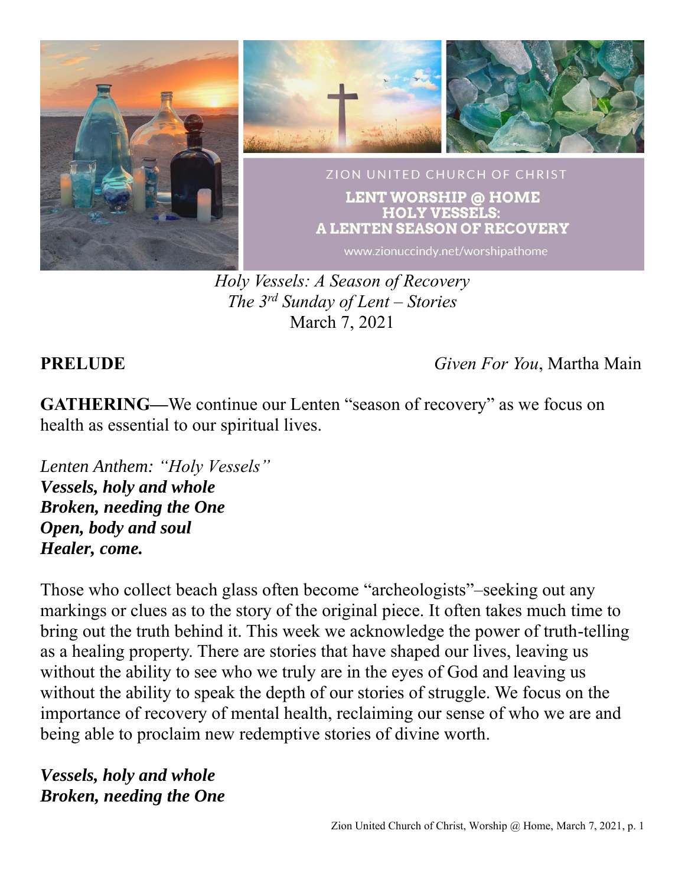ZION UNITED CHURCH OF CHRIST

**LENT WORSHIP @ HOME**
**HOLY VESSELS:**
**A LENTEN SEASON OF RECOVERY**

www.zionuccindy.net/worshipathome

*Holy Vessels: A Season of Recovery*
*The 3rd Sunday of Lent – Stories*
March 7, 2021

**PRELUDE** *Given For You*, Martha Main

**GATHERING—**We continue our Lenten "season of recovery" as we focus on health as essential to our spiritual lives.

*Lenten Anthem: "Holy Vessels"*
***Vessels, holy and whole***
***Broken, needing the One***
***Open, body and soul***
***Healer, come.***

Those who collect beach glass often become "archeologists"–seeking out any markings or clues as to the story of the original piece. It often takes much time to bring out the truth behind it. This week we acknowledge the power of truth-telling as a healing property. There are stories that have shaped our lives, leaving us without the ability to see who we truly are in the eyes of God and leaving us without the ability to speak the depth of our stories of struggle. We focus on the importance of recovery of mental health, reclaiming our sense of who we are and being able to proclaim new redemptive stories of divine worth.

***Vessels, holy and whole***
***Broken, needing the One***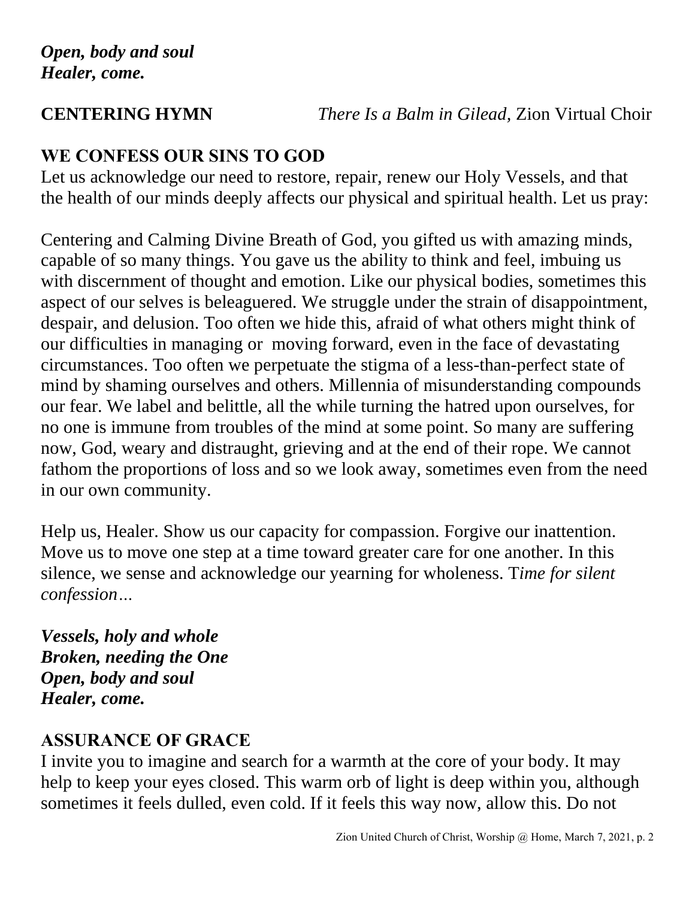***Open, body and soul***
***Healer, come.***

**CENTERING HYMN** *There Is a Balm in Gilead,* Zion Virtual Choir

**WE CONFESS OUR SINS TO GOD**

Let us acknowledge our need to restore, repair, renew our Holy Vessels, and that the health of our minds deeply affects our physical and spiritual health. Let us pray:

Centering and Calming Divine Breath of God, you gifted us with amazing minds, capable of so many things. You gave us the ability to think and feel, imbuing us with discernment of thought and emotion. Like our physical bodies, sometimes this aspect of our selves is beleaguered. We struggle under the strain of disappointment, despair, and delusion. Too often we hide this, afraid of what others might think of our difficulties in managing or moving forward, even in the face of devastating circumstances. Too often we perpetuate the stigma of a less-than-perfect state of mind by shaming ourselves and others. Millennia of misunderstanding compounds our fear. We label and belittle, all the while turning the hatred upon ourselves, for no one is immune from troubles of the mind at some point. So many are suffering now, God, weary and distraught, grieving and at the end of their rope. We cannot fathom the proportions of loss and so we look away, sometimes even from the need in our own community.

Help us, Healer. Show us our capacity for compassion. Forgive our inattention. Move us to move one step at a time toward greater care for one another. In this silence, we sense and acknowledge our yearning for wholeness. T*ime for silent confession…*

***Vessels, holy and whole***
***Broken, needing the One***
***Open, body and soul***
***Healer, come.***

**ASSURANCE OF GRACE**

I invite you to imagine and search for a warmth at the core of your body. It may help to keep your eyes closed. This warm orb of light is deep within you, although sometimes it feels dulled, even cold. If it feels this way now, allow this. Do not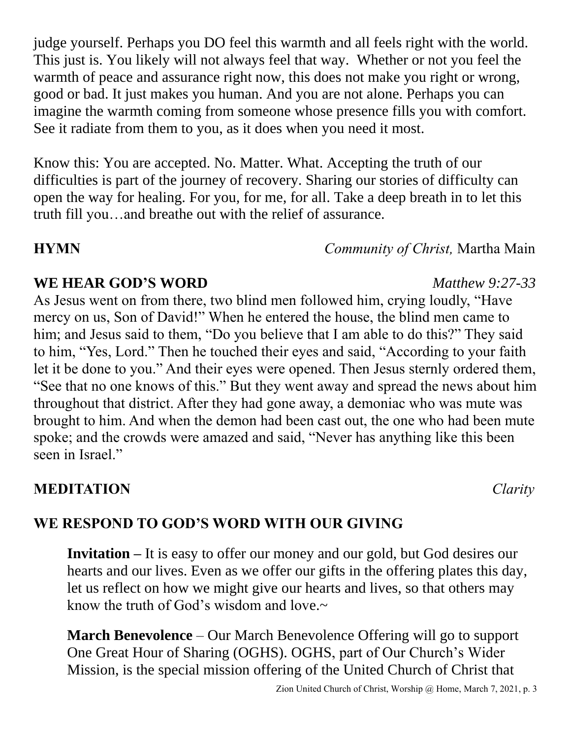judge yourself. Perhaps you DO feel this warmth and all feels right with the world. This just is. You likely will not always feel that way. Whether or not you feel the warmth of peace and assurance right now, this does not make you right or wrong, good or bad. It just makes you human. And you are not alone. Perhaps you can imagine the warmth coming from someone whose presence fills you with comfort. See it radiate from them to you, as it does when you need it most.

Know this: You are accepted. No. Matter. What. Accepting the truth of our difficulties is part of the journey of recovery. Sharing our stories of difficulty can open the way for healing. For you, for me, for all. Take a deep breath in to let this truth fill you…and breathe out with the relief of assurance.

**HYMN** *Community of Christ,* Martha Main

**WE HEAR GOD'S WORD** *Matthew 9:27-33*

As Jesus went on from there, two blind men followed him, crying loudly, "Have mercy on us, Son of David!" When he entered the house, the blind men came to him; and Jesus said to them, "Do you believe that I am able to do this?" They said to him, "Yes, Lord." Then he touched their eyes and said, "According to your faith let it be done to you." And their eyes were opened. Then Jesus sternly ordered them, "See that no one knows of this." But they went away and spread the news about him throughout that district. After they had gone away, a demoniac who was mute was brought to him. And when the demon had been cast out, the one who had been mute spoke; and the crowds were amazed and said, "Never has anything like this been seen in Israel."

**MEDITATION** *Clarity*

**WE RESPOND TO GOD'S WORD WITH OUR GIVING**

**Invitation –** It is easy to offer our money and our gold, but God desires our hearts and our lives. Even as we offer our gifts in the offering plates this day, let us reflect on how we might give our hearts and lives, so that others may know the truth of God's wisdom and love.~

**March Benevolence** – Our March Benevolence Offering will go to support One Great Hour of Sharing (OGHS). OGHS, part of Our Church's Wider Mission, is the special mission offering of the United Church of Christ that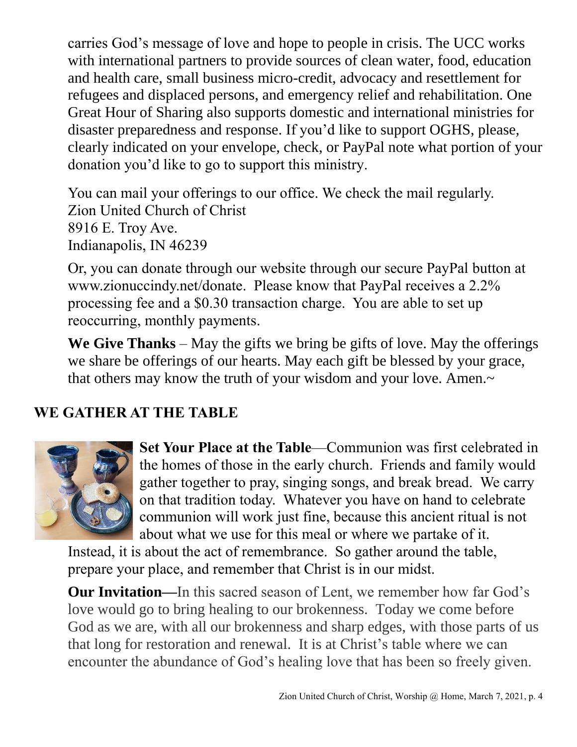carries God's message of love and hope to people in crisis. The UCC works with international partners to provide sources of clean water, food, education and health care, small business micro-credit, advocacy and resettlement for refugees and displaced persons, and emergency relief and rehabilitation. One Great Hour of Sharing also supports domestic and international ministries for disaster preparedness and response. If you'd like to support OGHS, please, clearly indicated on your envelope, check, or PayPal note what portion of your donation you'd like to go to support this ministry.

You can mail your offerings to our office. We check the mail regularly.
Zion United Church of Christ
8916 E. Troy Ave.
Indianapolis, IN 46239

Or, you can donate through our website through our secure PayPal button at www.zionuccindy.net/donate. Please know that PayPal receives a 2.2% processing fee and a $0.30 transaction charge. You are able to set up reoccurring, monthly payments.

**We Give Thanks** – May the gifts we bring be gifts of love. May the offerings we share be offerings of our hearts. May each gift be blessed by your grace, that others may know the truth of your wisdom and your love. Amen.~

## WE GATHER AT THE TABLE

**Set Your Place at the Table**—Communion was first celebrated in the homes of those in the early church. Friends and family would gather together to pray, singing songs, and break bread. We carry on that tradition today. Whatever you have on hand to celebrate communion will work just fine, because this ancient ritual is not about what we use for this meal or where we partake of it. Instead, it is about the act of remembrance. So gather around the table, prepare your place, and remember that Christ is in our midst.

**Our Invitation—**In this sacred season of Lent, we remember how far God's love would go to bring healing to our brokenness. Today we come before God as we are, with all our brokenness and sharp edges, with those parts of us that long for restoration and renewal. It is at Christ's table where we can encounter the abundance of God's healing love that has been so freely given.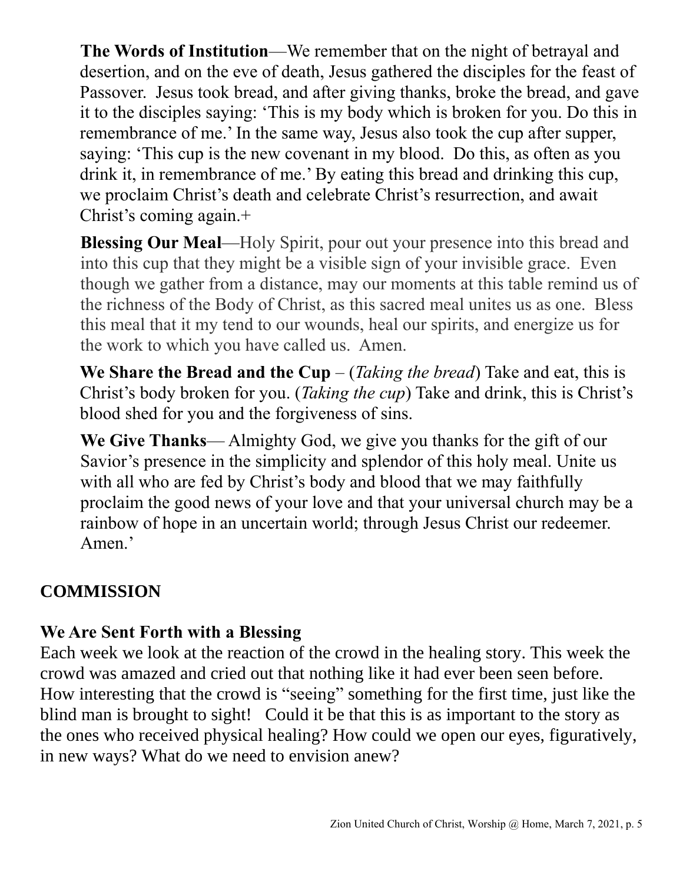**The Words of Institution**—We remember that on the night of betrayal and desertion, and on the eve of death, Jesus gathered the disciples for the feast of Passover. Jesus took bread, and after giving thanks, broke the bread, and gave it to the disciples saying: 'This is my body which is broken for you. Do this in remembrance of me.' In the same way, Jesus also took the cup after supper, saying: 'This cup is the new covenant in my blood. Do this, as often as you drink it, in remembrance of me.' By eating this bread and drinking this cup, we proclaim Christ's death and celebrate Christ's resurrection, and await Christ's coming again.+

**Blessing Our Meal**—Holy Spirit, pour out your presence into this bread and into this cup that they might be a visible sign of your invisible grace. Even though we gather from a distance, may our moments at this table remind us of the richness of the Body of Christ, as this sacred meal unites us as one. Bless this meal that it my tend to our wounds, heal our spirits, and energize us for the work to which you have called us. Amen.

**We Share the Bread and the Cup** – (*Taking the bread*) Take and eat, this is Christ's body broken for you. (*Taking the cup*) Take and drink, this is Christ's blood shed for you and the forgiveness of sins.

**We Give Thanks**— Almighty God, we give you thanks for the gift of our Savior's presence in the simplicity and splendor of this holy meal. Unite us with all who are fed by Christ's body and blood that we may faithfully proclaim the good news of your love and that your universal church may be a rainbow of hope in an uncertain world; through Jesus Christ our redeemer. Amen.'

## COMMISSION

### We Are Sent Forth with a Blessing

Each week we look at the reaction of the crowd in the healing story. This week the crowd was amazed and cried out that nothing like it had ever been seen before. How interesting that the crowd is "seeing" something for the first time, just like the blind man is brought to sight! Could it be that this is as important to the story as the ones who received physical healing? How could we open our eyes, figuratively, in new ways? What do we need to envision anew?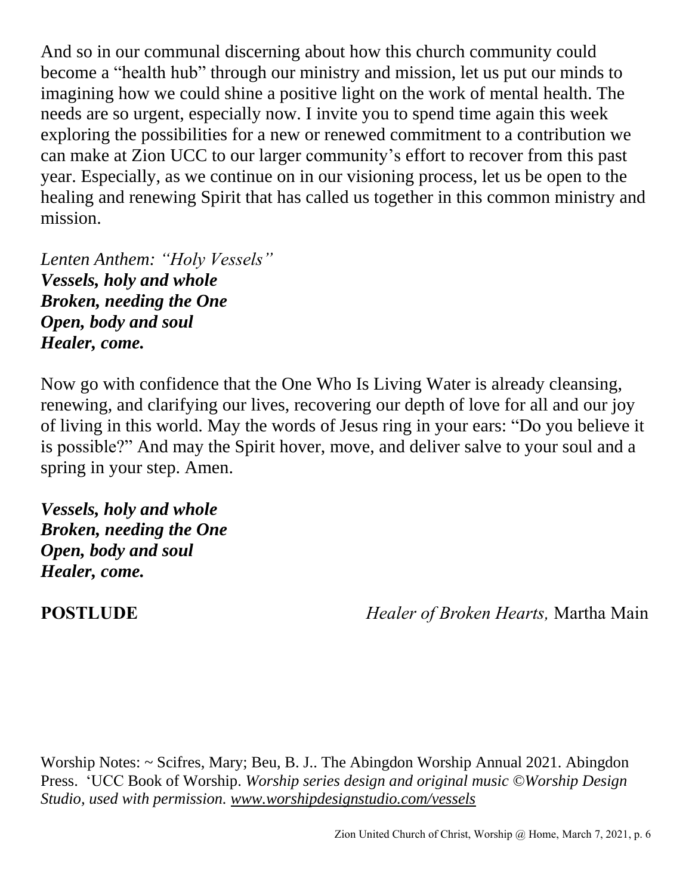And so in our communal discerning about how this church community could become a "health hub" through our ministry and mission, let us put our minds to imagining how we could shine a positive light on the work of mental health. The needs are so urgent, especially now. I invite you to spend time again this week exploring the possibilities for a new or renewed commitment to a contribution we can make at Zion UCC to our larger community's effort to recover from this past year. Especially, as we continue on in our visioning process, let us be open to the healing and renewing Spirit that has called us together in this common ministry and mission.

*Lenten Anthem: "Holy Vessels"*
***Vessels, holy and whole***
***Broken, needing the One***
***Open, body and soul***
***Healer, come.***

Now go with confidence that the One Who Is Living Water is already cleansing, renewing, and clarifying our lives, recovering our depth of love for all and our joy of living in this world. May the words of Jesus ring in your ears: "Do you believe it is possible?" And may the Spirit hover, move, and deliver salve to your soul and a spring in your step. Amen.

***Vessels, holy and whole***
***Broken, needing the One***
***Open, body and soul***
***Healer, come.***

**POSTLUDE** *Healer of Broken Hearts,* Martha Main

Worship Notes: ~ Scifres, Mary; Beu, B. J.. The Abingdon Worship Annual 2021. Abingdon Press. 'UCC Book of Worship. *Worship series design and original music ©Worship Design Studio, used with permission. www.worshipdesignstudio.com/vessels*